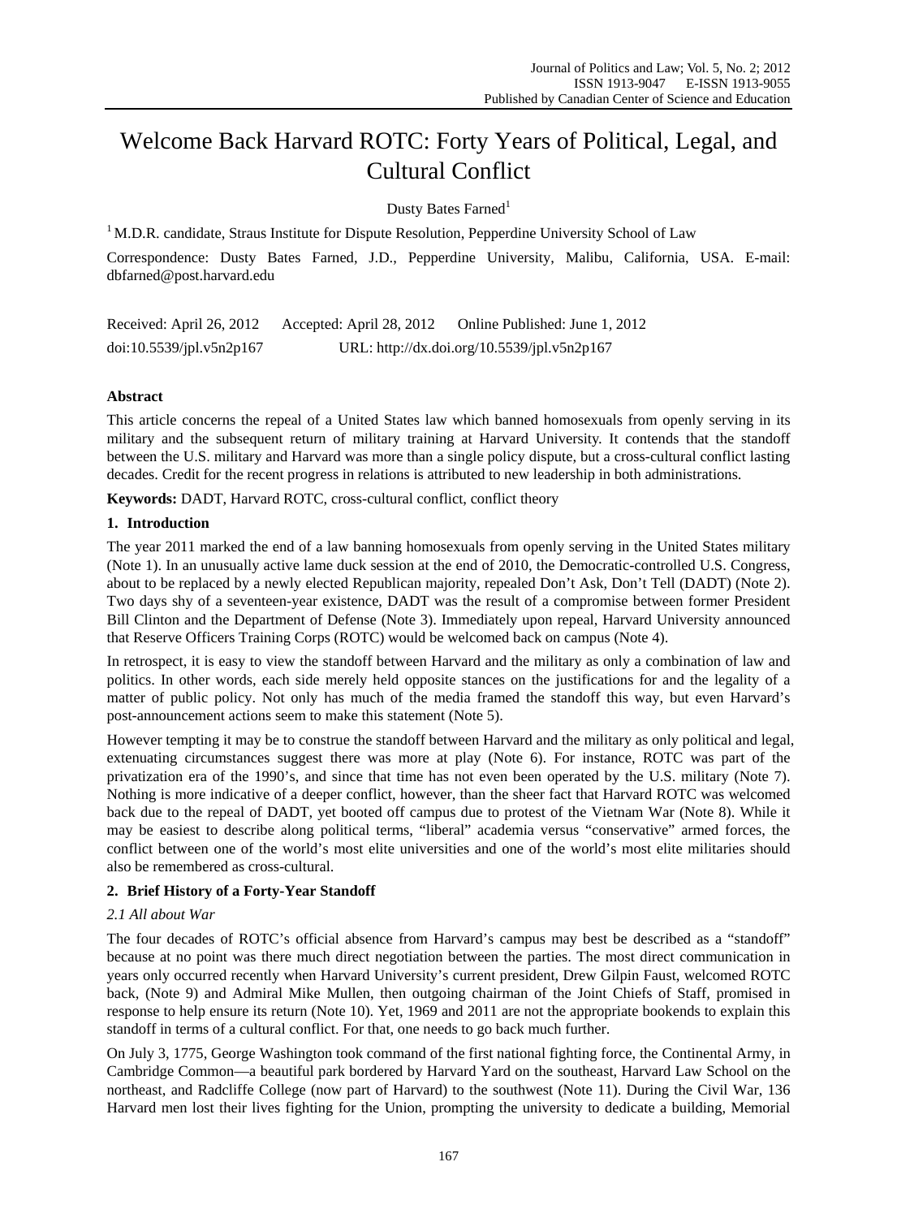# Welcome Back Harvard ROTC: Forty Years of Political, Legal, and Cultural Conflict

Dusty Bates Farned[1]

[1] M.D.R. candidate, Straus Institute for Dispute Resolution, Pepperdine University School of Law

Correspondence: Dusty Bates Farned, J.D., Pepperdine University, Malibu, California, USA. E-mail: dbfarned@post.harvard.edu

Received: April 26, 2012 Accepted: April 28, 2012 Online Published: June 1, 2012

doi:10.5539/jpl.v5n2p167 URL: http://dx.doi.org/10.5539/jpl.v5n2p167

**Abstract**

This article concerns the repeal of a United States law which banned homosexuals from openly serving in its military and the subsequent return of military training at Harvard University. It contends that the standoff between the U.S. military and Harvard was more than a single policy dispute, but a cross-cultural conflict lasting decades. Credit for the recent progress in relations is attributed to new leadership in both administrations.

**Keywords:** DADT, Harvard ROTC, cross-cultural conflict, conflict theory

## 1. Introduction

The year 2011 marked the end of a law banning homosexuals from openly serving in the United States military (Note 1). In an unusually active lame duck session at the end of 2010, the Democratic-controlled U.S. Congress, about to be replaced by a newly elected Republican majority, repealed Don't Ask, Don't Tell (DADT) (Note 2). Two days shy of a seventeen-year existence, DADT was the result of a compromise between former President Bill Clinton and the Department of Defense (Note 3). Immediately upon repeal, Harvard University announced that Reserve Officers Training Corps (ROTC) would be welcomed back on campus (Note 4).

In retrospect, it is easy to view the standoff between Harvard and the military as only a combination of law and politics. In other words, each side merely held opposite stances on the justifications for and the legality of a matter of public policy. Not only has much of the media framed the standoff this way, but even Harvard's post-announcement actions seem to make this statement (Note 5).

However tempting it may be to construe the standoff between Harvard and the military as only political and legal, extenuating circumstances suggest there was more at play (Note 6). For instance, ROTC was part of the privatization era of the 1990's, and since that time has not even been operated by the U.S. military (Note 7). Nothing is more indicative of a deeper conflict, however, than the sheer fact that Harvard ROTC was welcomed back due to the repeal of DADT, yet booted off campus due to protest of the Vietnam War (Note 8). While it may be easiest to describe along political terms, "liberal" academia versus "conservative" armed forces, the conflict between one of the world's most elite universities and one of the world's most elite militaries should also be remembered as cross-cultural.

## 2. Brief History of a Forty-Year Standoff

### 2.1 All about War

The four decades of ROTC's official absence from Harvard's campus may best be described as a "standoff" because at no point was there much direct negotiation between the parties. The most direct communication in years only occurred recently when Harvard University's current president, Drew Gilpin Faust, welcomed ROTC back, (Note 9) and Admiral Mike Mullen, then outgoing chairman of the Joint Chiefs of Staff, promised in response to help ensure its return (Note 10). Yet, 1969 and 2011 are not the appropriate bookends to explain this standoff in terms of a cultural conflict. For that, one needs to go back much further.

On July 3, 1775, George Washington took command of the first national fighting force, the Continental Army, in Cambridge Common—a beautiful park bordered by Harvard Yard on the southeast, Harvard Law School on the northeast, and Radcliffe College (now part of Harvard) to the southwest (Note 11). During the Civil War, 136 Harvard men lost their lives fighting for the Union, prompting the university to dedicate a building, Memorial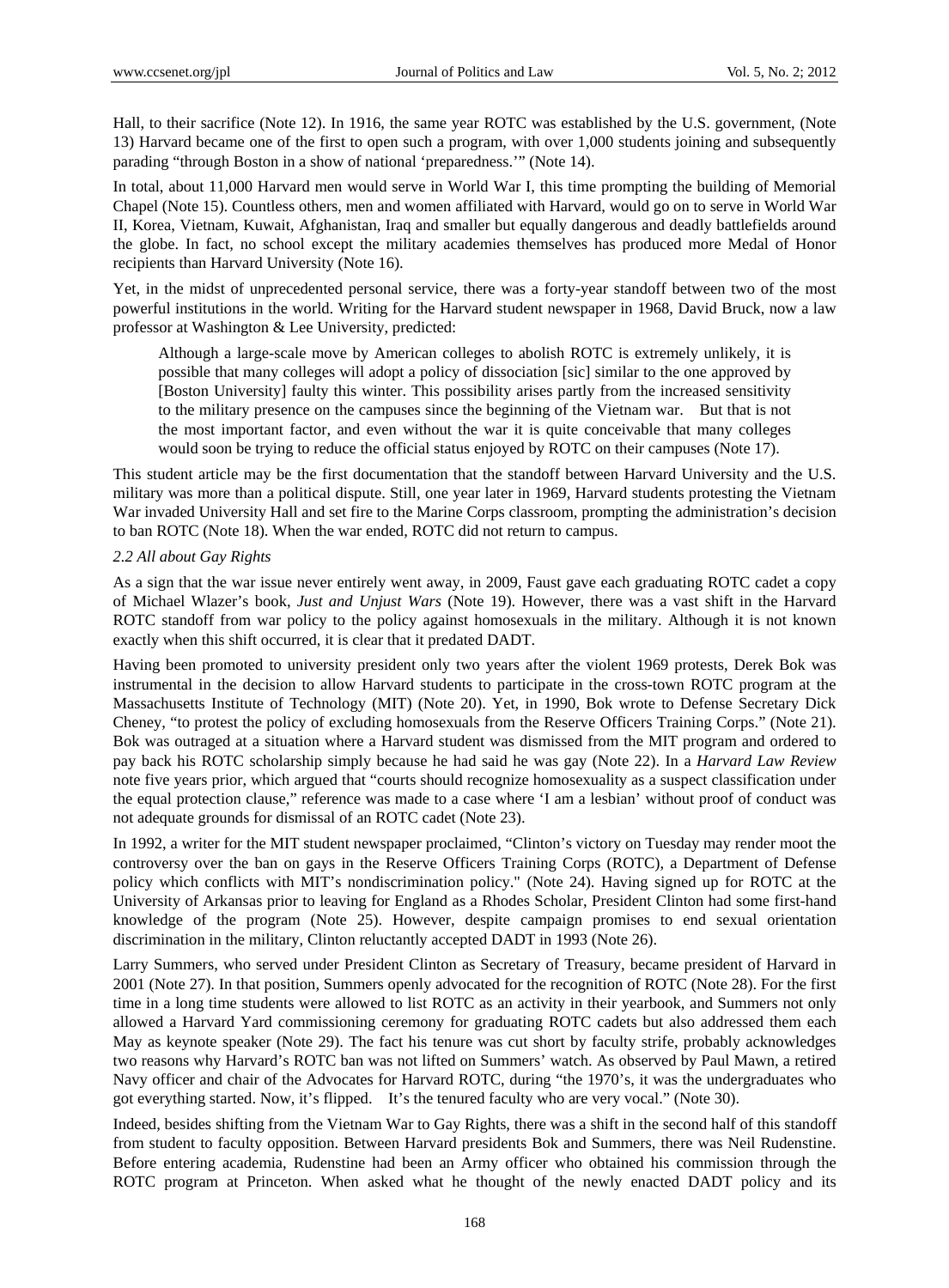Hall, to their sacrifice (Note 12). In 1916, the same year ROTC was established by the U.S. government, (Note 13) Harvard became one of the first to open such a program, with over 1,000 students joining and subsequently parading "through Boston in a show of national 'preparedness.'" (Note 14).

In total, about 11,000 Harvard men would serve in World War I, this time prompting the building of Memorial Chapel (Note 15). Countless others, men and women affiliated with Harvard, would go on to serve in World War II, Korea, Vietnam, Kuwait, Afghanistan, Iraq and smaller but equally dangerous and deadly battlefields around the globe. In fact, no school except the military academies themselves has produced more Medal of Honor recipients than Harvard University (Note 16).

Yet, in the midst of unprecedented personal service, there was a forty-year standoff between two of the most powerful institutions in the world. Writing for the Harvard student newspaper in 1968, David Bruck, now a law professor at Washington & Lee University, predicted:

> Although a large-scale move by American colleges to abolish ROTC is extremely unlikely, it is possible that many colleges will adopt a policy of dissociation [sic] similar to the one approved by [Boston University] faulty this winter. This possibility arises partly from the increased sensitivity to the military presence on the campuses since the beginning of the Vietnam war. But that is not the most important factor, and even without the war it is quite conceivable that many colleges would soon be trying to reduce the official status enjoyed by ROTC on their campuses (Note 17).

This student article may be the first documentation that the standoff between Harvard University and the U.S. military was more than a political dispute. Still, one year later in 1969, Harvard students protesting the Vietnam War invaded University Hall and set fire to the Marine Corps classroom, prompting the administration's decision to ban ROTC (Note 18). When the war ended, ROTC did not return to campus.

### *2.2 All about Gay Rights*

As a sign that the war issue never entirely went away, in 2009, Faust gave each graduating ROTC cadet a copy of Michael Wlazer's book, *Just and Unjust Wars* (Note 19). However, there was a vast shift in the Harvard ROTC standoff from war policy to the policy against homosexuals in the military. Although it is not known exactly when this shift occurred, it is clear that it predated DADT.

Having been promoted to university president only two years after the violent 1969 protests, Derek Bok was instrumental in the decision to allow Harvard students to participate in the cross-town ROTC program at the Massachusetts Institute of Technology (MIT) (Note 20). Yet, in 1990, Bok wrote to Defense Secretary Dick Cheney, "to protest the policy of excluding homosexuals from the Reserve Officers Training Corps." (Note 21). Bok was outraged at a situation where a Harvard student was dismissed from the MIT program and ordered to pay back his ROTC scholarship simply because he had said he was gay (Note 22). In a *Harvard Law Review* note five years prior, which argued that "courts should recognize homosexuality as a suspect classification under the equal protection clause," reference was made to a case where 'I am a lesbian' without proof of conduct was not adequate grounds for dismissal of an ROTC cadet (Note 23).

In 1992, a writer for the MIT student newspaper proclaimed, "Clinton's victory on Tuesday may render moot the controversy over the ban on gays in the Reserve Officers Training Corps (ROTC), a Department of Defense policy which conflicts with MIT's nondiscrimination policy." (Note 24). Having signed up for ROTC at the University of Arkansas prior to leaving for England as a Rhodes Scholar, President Clinton had some first-hand knowledge of the program (Note 25). However, despite campaign promises to end sexual orientation discrimination in the military, Clinton reluctantly accepted DADT in 1993 (Note 26).

Larry Summers, who served under President Clinton as Secretary of Treasury, became president of Harvard in 2001 (Note 27). In that position, Summers openly advocated for the recognition of ROTC (Note 28). For the first time in a long time students were allowed to list ROTC as an activity in their yearbook, and Summers not only allowed a Harvard Yard commissioning ceremony for graduating ROTC cadets but also addressed them each May as keynote speaker (Note 29). The fact his tenure was cut short by faculty strife, probably acknowledges two reasons why Harvard's ROTC ban was not lifted on Summers' watch. As observed by Paul Mawn, a retired Navy officer and chair of the Advocates for Harvard ROTC, during "the 1970's, it was the undergraduates who got everything started. Now, it's flipped. It's the tenured faculty who are very vocal." (Note 30).

Indeed, besides shifting from the Vietnam War to Gay Rights, there was a shift in the second half of this standoff from student to faculty opposition. Between Harvard presidents Bok and Summers, there was Neil Rudenstine. Before entering academia, Rudenstine had been an Army officer who obtained his commission through the ROTC program at Princeton. When asked what he thought of the newly enacted DADT policy and its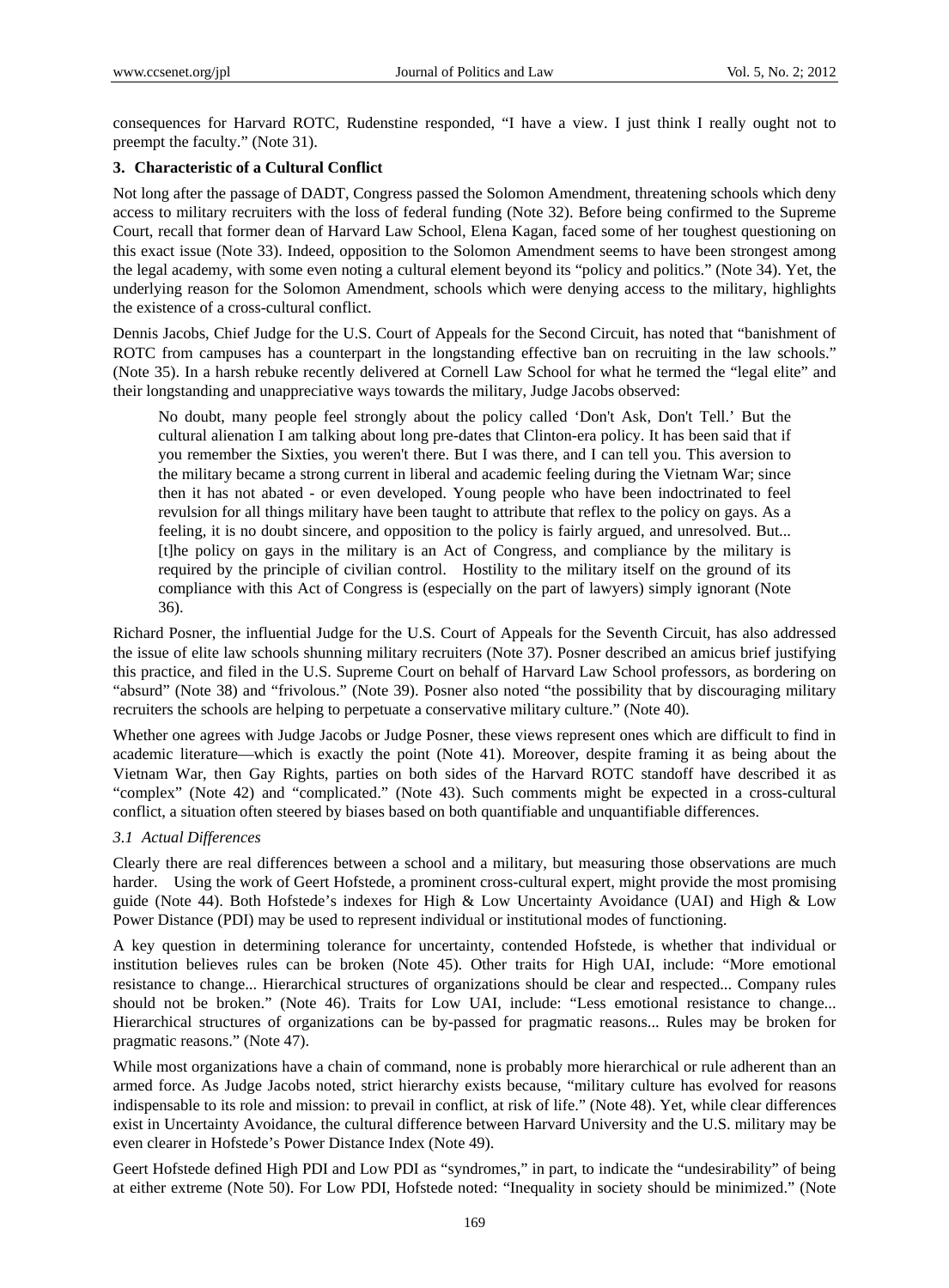consequences for Harvard ROTC, Rudenstine responded, "I have a view. I just think I really ought not to preempt the faculty." (Note 31).

## 3. Characteristic of a Cultural Conflict

Not long after the passage of DADT, Congress passed the Solomon Amendment, threatening schools which deny access to military recruiters with the loss of federal funding (Note 32). Before being confirmed to the Supreme Court, recall that former dean of Harvard Law School, Elena Kagan, faced some of her toughest questioning on this exact issue (Note 33). Indeed, opposition to the Solomon Amendment seems to have been strongest among the legal academy, with some even noting a cultural element beyond its "policy and politics." (Note 34). Yet, the underlying reason for the Solomon Amendment, schools which were denying access to the military, highlights the existence of a cross-cultural conflict.

Dennis Jacobs, Chief Judge for the U.S. Court of Appeals for the Second Circuit, has noted that "banishment of ROTC from campuses has a counterpart in the longstanding effective ban on recruiting in the law schools." (Note 35). In a harsh rebuke recently delivered at Cornell Law School for what he termed the "legal elite" and their longstanding and unappreciative ways towards the military, Judge Jacobs observed:

> No doubt, many people feel strongly about the policy called 'Don't Ask, Don't Tell.' But the cultural alienation I am talking about long pre-dates that Clinton-era policy. It has been said that if you remember the Sixties, you weren't there. But I was there, and I can tell you. This aversion to the military became a strong current in liberal and academic feeling during the Vietnam War; since then it has not abated - or even developed. Young people who have been indoctrinated to feel revulsion for all things military have been taught to attribute that reflex to the policy on gays. As a feeling, it is no doubt sincere, and opposition to the policy is fairly argued, and unresolved. But... [t]he policy on gays in the military is an Act of Congress, and compliance by the military is required by the principle of civilian control. Hostility to the military itself on the ground of its compliance with this Act of Congress is (especially on the part of lawyers) simply ignorant (Note 36).

Richard Posner, the influential Judge for the U.S. Court of Appeals for the Seventh Circuit, has also addressed the issue of elite law schools shunning military recruiters (Note 37). Posner described an amicus brief justifying this practice, and filed in the U.S. Supreme Court on behalf of Harvard Law School professors, as bordering on "absurd" (Note 38) and "frivolous." (Note 39). Posner also noted "the possibility that by discouraging military recruiters the schools are helping to perpetuate a conservative military culture." (Note 40).

Whether one agrees with Judge Jacobs or Judge Posner, these views represent ones which are difficult to find in academic literature—which is exactly the point (Note 41). Moreover, despite framing it as being about the Vietnam War, then Gay Rights, parties on both sides of the Harvard ROTC standoff have described it as "complex" (Note 42) and "complicated." (Note 43). Such comments might be expected in a cross-cultural conflict, a situation often steered by biases based on both quantifiable and unquantifiable differences.

### *3.1 Actual Differences*

Clearly there are real differences between a school and a military, but measuring those observations are much harder. Using the work of Geert Hofstede, a prominent cross-cultural expert, might provide the most promising guide (Note 44). Both Hofstede's indexes for High & Low Uncertainty Avoidance (UAI) and High & Low Power Distance (PDI) may be used to represent individual or institutional modes of functioning.

A key question in determining tolerance for uncertainty, contended Hofstede, is whether that individual or institution believes rules can be broken (Note 45). Other traits for High UAI, include: "More emotional resistance to change... Hierarchical structures of organizations should be clear and respected... Company rules should not be broken." (Note 46). Traits for Low UAI, include: "Less emotional resistance to change... Hierarchical structures of organizations can be by-passed for pragmatic reasons... Rules may be broken for pragmatic reasons." (Note 47).

While most organizations have a chain of command, none is probably more hierarchical or rule adherent than an armed force. As Judge Jacobs noted, strict hierarchy exists because, "military culture has evolved for reasons indispensable to its role and mission: to prevail in conflict, at risk of life." (Note 48). Yet, while clear differences exist in Uncertainty Avoidance, the cultural difference between Harvard University and the U.S. military may be even clearer in Hofstede's Power Distance Index (Note 49).

Geert Hofstede defined High PDI and Low PDI as "syndromes," in part, to indicate the "undesirability" of being at either extreme (Note 50). For Low PDI, Hofstede noted: "Inequality in society should be minimized." (Note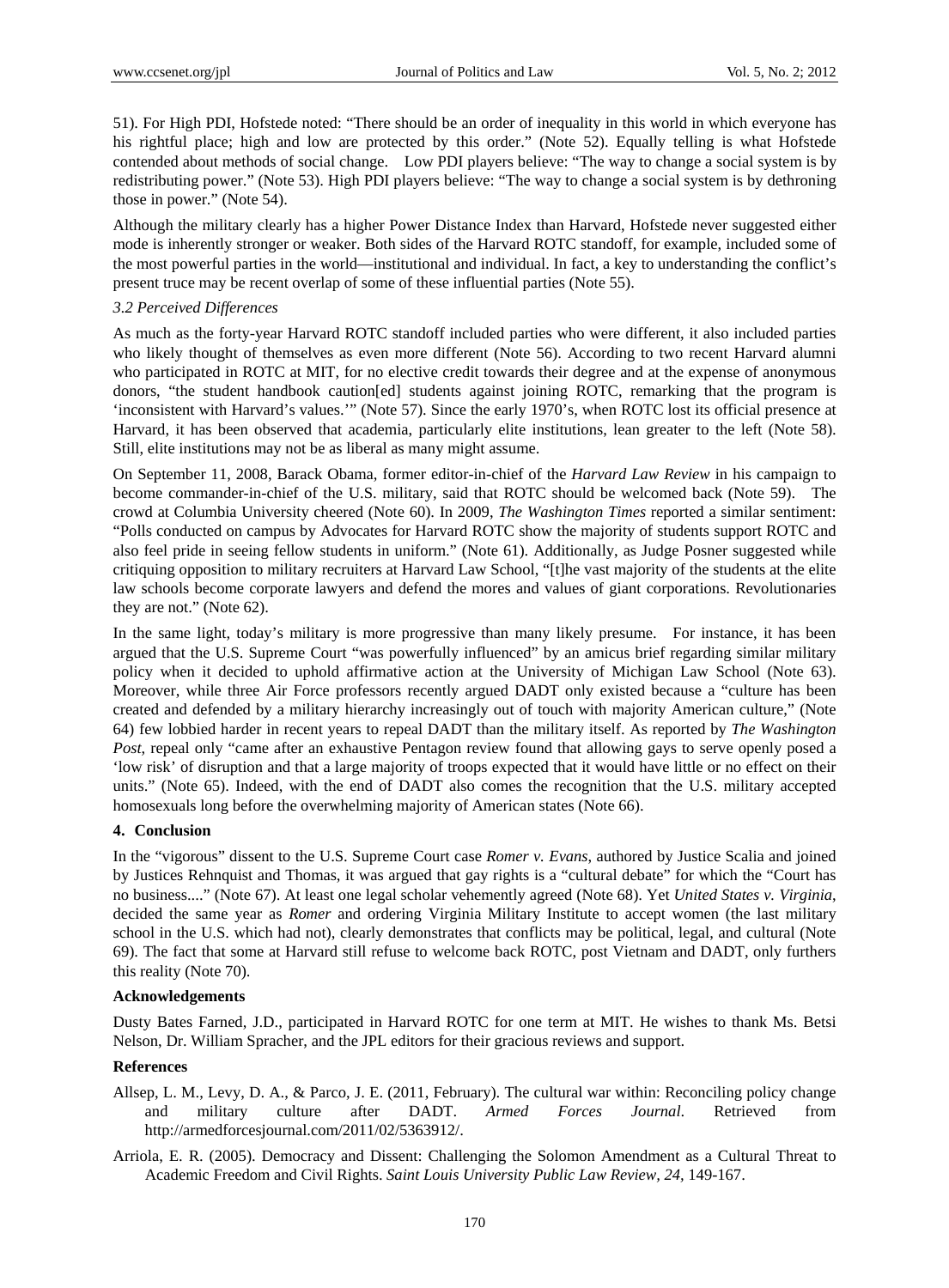51). For High PDI, Hofstede noted: "There should be an order of inequality in this world in which everyone has his rightful place; high and low are protected by this order." (Note 52). Equally telling is what Hofstede contended about methods of social change. Low PDI players believe: "The way to change a social system is by redistributing power." (Note 53). High PDI players believe: "The way to change a social system is by dethroning those in power." (Note 54).

Although the military clearly has a higher Power Distance Index than Harvard, Hofstede never suggested either mode is inherently stronger or weaker. Both sides of the Harvard ROTC standoff, for example, included some of the most powerful parties in the world—institutional and individual. In fact, a key to understanding the conflict's present truce may be recent overlap of some of these influential parties (Note 55).

### *3.2 Perceived Differences*

As much as the forty-year Harvard ROTC standoff included parties who were different, it also included parties who likely thought of themselves as even more different (Note 56). According to two recent Harvard alumni who participated in ROTC at MIT, for no elective credit towards their degree and at the expense of anonymous donors, "the student handbook caution[ed] students against joining ROTC, remarking that the program is 'inconsistent with Harvard's values.'" (Note 57). Since the early 1970's, when ROTC lost its official presence at Harvard, it has been observed that academia, particularly elite institutions, lean greater to the left (Note 58). Still, elite institutions may not be as liberal as many might assume.

On September 11, 2008, Barack Obama, former editor-in-chief of the *Harvard Law Review* in his campaign to become commander-in-chief of the U.S. military, said that ROTC should be welcomed back (Note 59). The crowd at Columbia University cheered (Note 60). In 2009, *The Washington Times* reported a similar sentiment: "Polls conducted on campus by Advocates for Harvard ROTC show the majority of students support ROTC and also feel pride in seeing fellow students in uniform." (Note 61). Additionally, as Judge Posner suggested while critiquing opposition to military recruiters at Harvard Law School, "[t]he vast majority of the students at the elite law schools become corporate lawyers and defend the mores and values of giant corporations. Revolutionaries they are not." (Note 62).

In the same light, today's military is more progressive than many likely presume. For instance, it has been argued that the U.S. Supreme Court "was powerfully influenced" by an amicus brief regarding similar military policy when it decided to uphold affirmative action at the University of Michigan Law School (Note 63). Moreover, while three Air Force professors recently argued DADT only existed because a "culture has been created and defended by a military hierarchy increasingly out of touch with majority American culture," (Note 64) few lobbied harder in recent years to repeal DADT than the military itself. As reported by *The Washington Post*, repeal only "came after an exhaustive Pentagon review found that allowing gays to serve openly posed a 'low risk' of disruption and that a large majority of troops expected that it would have little or no effect on their units." (Note 65). Indeed, with the end of DADT also comes the recognition that the U.S. military accepted homosexuals long before the overwhelming majority of American states (Note 66).

## 4. Conclusion

In the "vigorous" dissent to the U.S. Supreme Court case *Romer v. Evans*, authored by Justice Scalia and joined by Justices Rehnquist and Thomas, it was argued that gay rights is a "cultural debate" for which the "Court has no business...." (Note 67). At least one legal scholar vehemently agreed (Note 68). Yet *United States v. Virginia*, decided the same year as *Romer* and ordering Virginia Military Institute to accept women (the last military school in the U.S. which had not), clearly demonstrates that conflicts may be political, legal, and cultural (Note 69). The fact that some at Harvard still refuse to welcome back ROTC, post Vietnam and DADT, only furthers this reality (Note 70).

## Acknowledgements

Dusty Bates Farned, J.D., participated in Harvard ROTC for one term at MIT. He wishes to thank Ms. Betsi Nelson, Dr. William Spracher, and the JPL editors for their gracious reviews and support.

## References

Allsep, L. M., Levy, D. A., & Parco, J. E. (2011, February). The cultural war within: Reconciling policy change and military culture after DADT. *Armed Forces Journal*. Retrieved from http://armedforcesjournal.com/2011/02/5363912/.

Arriola, E. R. (2005). Democracy and Dissent: Challenging the Solomon Amendment as a Cultural Threat to Academic Freedom and Civil Rights. *Saint Louis University Public Law Review, 24*, 149-167.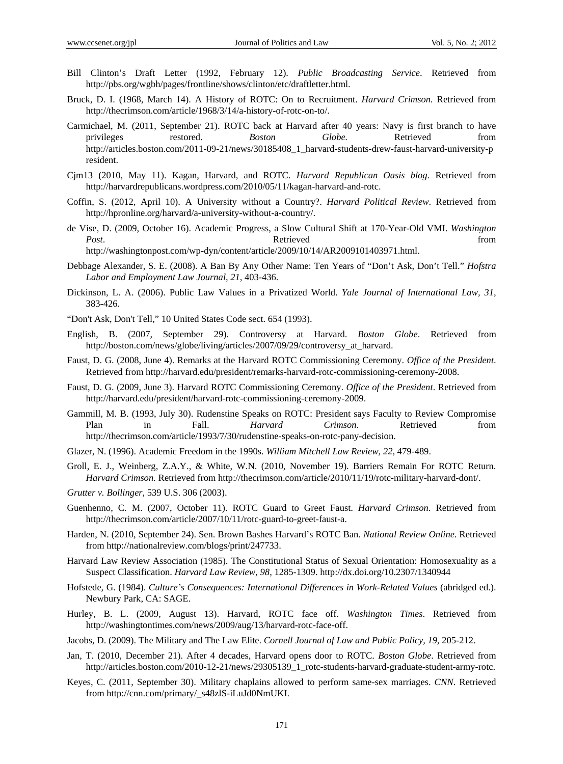Bill Clinton's Draft Letter (1992, February 12). *Public Broadcasting Service*. Retrieved from http://pbs.org/wgbh/pages/frontline/shows/clinton/etc/draftletter.html.

Bruck, D. I. (1968, March 14). A History of ROTC: On to Recruitment. *Harvard Crimson.* Retrieved from http://thecrimson.com/article/1968/3/14/a-history-of-rotc-on-to/.

Carmichael, M. (2011, September 21). ROTC back at Harvard after 40 years: Navy is first branch to have privileges restored. *Boston Globe.* Retrieved from http://articles.boston.com/2011-09-21/news/30185408_1_harvard-students-drew-faust-harvard-university-president.

Cjm13 (2010, May 11). Kagan, Harvard, and ROTC. *Harvard Republican Oasis blog*. Retrieved from http://harvardrepublicans.wordpress.com/2010/05/11/kagan-harvard-and-rotc.

Coffin, S. (2012, April 10). A University without a Country?. *Harvard Political Review*. Retrieved from http://hpronline.org/harvard/a-university-without-a-country/.

de Vise, D. (2009, October 16). Academic Progress, a Slow Cultural Shift at 170-Year-Old VMI. *Washington Post*. Retrieved from http://washingtonpost.com/wp-dyn/content/article/2009/10/14/AR2009101403971.html.

Debbage Alexander, S. E. (2008). A Ban By Any Other Name: Ten Years of "Don't Ask, Don't Tell." *Hofstra Labor and Employment Law Journal, 21,* 403-436.

Dickinson, L. A. (2006). Public Law Values in a Privatized World. *Yale Journal of International Law, 31,* 383-426.

"Don't Ask, Don't Tell," 10 United States Code sect. 654 (1993).

English, B. (2007, September 29). Controversy at Harvard. *Boston Globe*. Retrieved from http://boston.com/news/globe/living/articles/2007/09/29/controversy_at_harvard.

Faust, D. G. (2008, June 4). Remarks at the Harvard ROTC Commissioning Ceremony. *Office of the President*. Retrieved from http://harvard.edu/president/remarks-harvard-rotc-commissioning-ceremony-2008.

Faust, D. G. (2009, June 3). Harvard ROTC Commissioning Ceremony. *Office of the President*. Retrieved from http://harvard.edu/president/harvard-rotc-commissioning-ceremony-2009.

Gammill, M. B. (1993, July 30). Rudenstine Speaks on ROTC: President says Faculty to Review Compromise Plan in Fall. *Harvard Crimson*. Retrieved from http://thecrimson.com/article/1993/7/30/rudenstine-speaks-on-rotc-pany-decision.

Glazer, N. (1996). Academic Freedom in the 1990s. *William Mitchell Law Review, 22,* 479-489.

Groll, E. J., Weinberg, Z.A.Y., & White, W.N. (2010, November 19). Barriers Remain For ROTC Return. *Harvard Crimson.* Retrieved from http://thecrimson.com/article/2010/11/19/rotc-military-harvard-dont/.

*Grutter v. Bollinger*, 539 U.S. 306 (2003).

Guenhenno, C. M. (2007, October 11). ROTC Guard to Greet Faust. *Harvard Crimson*. Retrieved from http://thecrimson.com/article/2007/10/11/rotc-guard-to-greet-faust-a.

Harden, N. (2010, September 24). Sen. Brown Bashes Harvard's ROTC Ban. *National Review Online*. Retrieved from http://nationalreview.com/blogs/print/247733.

Harvard Law Review Association (1985). The Constitutional Status of Sexual Orientation: Homosexuality as a Suspect Classification. *Harvard Law Review, 98,* 1285-1309. http://dx.doi.org/10.2307/1340944

Hofstede, G. (1984). *Culture's Consequences: International Differences in Work-Related Values* (abridged ed.). Newbury Park, CA: SAGE.

Hurley, B. L. (2009, August 13). Harvard, ROTC face off. *Washington Times*. Retrieved from http://washingtontimes.com/news/2009/aug/13/harvard-rotc-face-off.

Jacobs, D. (2009). The Military and The Law Elite. *Cornell Journal of Law and Public Policy, 19,* 205-212.

Jan, T. (2010, December 21). After 4 decades, Harvard opens door to ROTC. *Boston Globe*. Retrieved from http://articles.boston.com/2010-12-21/news/29305139_1_rotc-students-harvard-graduate-student-army-rotc.

Keyes, C. (2011, September 30). Military chaplains allowed to perform same-sex marriages. *CNN*. Retrieved from http://cnn.com/primary/_s48zlS-iLuJd0NmUKI.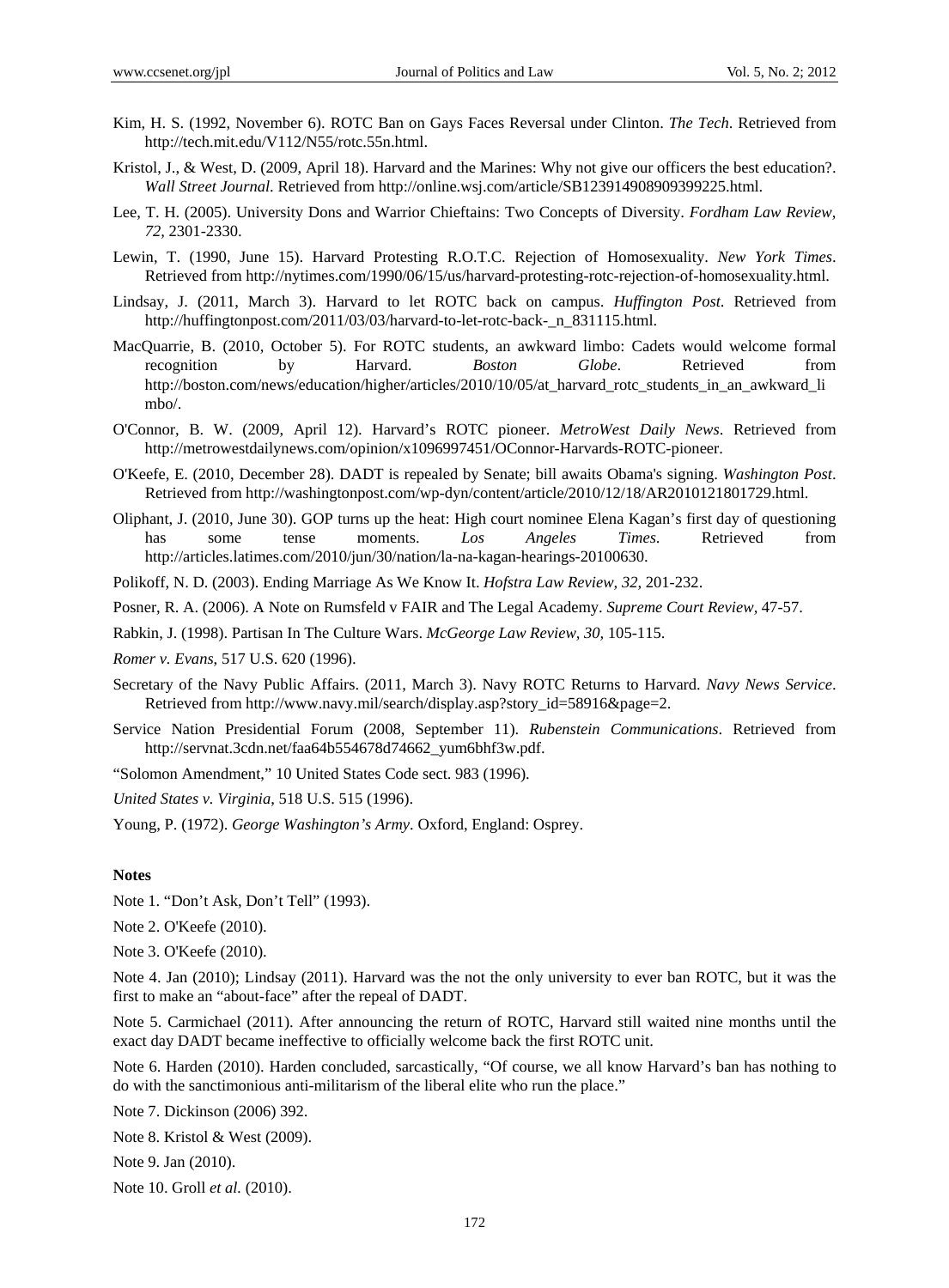Kim, H. S. (1992, November 6). ROTC Ban on Gays Faces Reversal under Clinton. *The Tech*. Retrieved from http://tech.mit.edu/V112/N55/rotc.55n.html.

Kristol, J., & West, D. (2009, April 18). Harvard and the Marines: Why not give our officers the best education?. *Wall Street Journal*. Retrieved from http://online.wsj.com/article/SB123914908909399225.html.

Lee, T. H. (2005). University Dons and Warrior Chieftains: Two Concepts of Diversity. *Fordham Law Review, 72*, 2301-2330.

Lewin, T. (1990, June 15). Harvard Protesting R.O.T.C. Rejection of Homosexuality. *New York Times*. Retrieved from http://nytimes.com/1990/06/15/us/harvard-protesting-rotc-rejection-of-homosexuality.html.

Lindsay, J. (2011, March 3). Harvard to let ROTC back on campus. *Huffington Post*. Retrieved from http://huffingtonpost.com/2011/03/03/harvard-to-let-rotc-back-_n_831115.html.

MacQuarrie, B. (2010, October 5). For ROTC students, an awkward limbo: Cadets would welcome formal recognition by Harvard. *Boston Globe*. Retrieved from http://boston.com/news/education/higher/articles/2010/10/05/at_harvard_rotc_students_in_an_awkward_limbo/.

O'Connor, B. W. (2009, April 12). Harvard's ROTC pioneer. *MetroWest Daily News*. Retrieved from http://metrowestdailynews.com/opinion/x1096997451/OConnor-Harvards-ROTC-pioneer.

O'Keefe, E. (2010, December 28). DADT is repealed by Senate; bill awaits Obama's signing. *Washington Post*. Retrieved from http://washingtonpost.com/wp-dyn/content/article/2010/12/18/AR2010121801729.html.

Oliphant, J. (2010, June 30). GOP turns up the heat: High court nominee Elena Kagan's first day of questioning has some tense moments. *Los Angeles Times*. Retrieved from http://articles.latimes.com/2010/jun/30/nation/la-na-kagan-hearings-20100630.

Polikoff, N. D. (2003). Ending Marriage As We Know It. *Hofstra Law Review, 32*, 201-232.

Posner, R. A. (2006). A Note on Rumsfeld v FAIR and The Legal Academy. *Supreme Court Review*, 47-57.

Rabkin, J. (1998). Partisan In The Culture Wars. *McGeorge Law Review, 30*, 105-115.

*Romer v. Evans*, 517 U.S. 620 (1996).

Secretary of the Navy Public Affairs. (2011, March 3). Navy ROTC Returns to Harvard. *Navy News Service*. Retrieved from http://www.navy.mil/search/display.asp?story_id=58916&page=2.

Service Nation Presidential Forum (2008, September 11). *Rubenstein Communications*. Retrieved from http://servnat.3cdn.net/faa64b554678d74662_yum6bhf3w.pdf.

"Solomon Amendment," 10 United States Code sect. 983 (1996).

*United States v. Virginia*, 518 U.S. 515 (1996).

Young, P. (1972). *George Washington's Army*. Oxford, England: Osprey.

**Notes**

Note 1. "Don't Ask, Don't Tell" (1993).

Note 2. O'Keefe (2010).

Note 3. O'Keefe (2010).

Note 4. Jan (2010); Lindsay (2011). Harvard was the not the only university to ever ban ROTC, but it was the first to make an "about-face" after the repeal of DADT.

Note 5. Carmichael (2011). After announcing the return of ROTC, Harvard still waited nine months until the exact day DADT became ineffective to officially welcome back the first ROTC unit.

Note 6. Harden (2010). Harden concluded, sarcastically, "Of course, we all know Harvard's ban has nothing to do with the sanctimonious anti-militarism of the liberal elite who run the place."

Note 7. Dickinson (2006) 392.

Note 8. Kristol & West (2009).

Note 9. Jan (2010).

Note 10. Groll *et al.* (2010).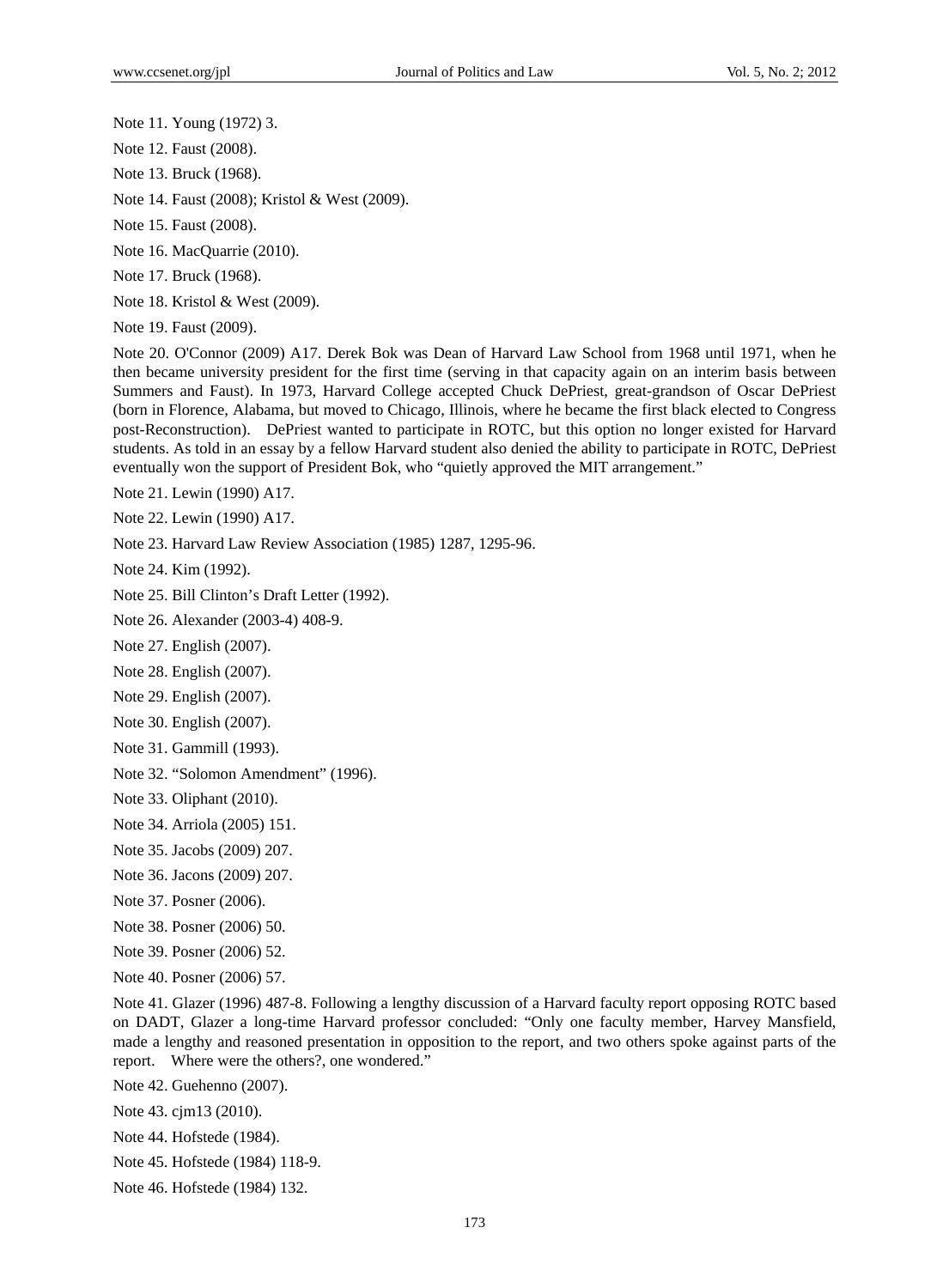Note 11. Young (1972) 3.

Note 12. Faust (2008).

Note 13. Bruck (1968).

Note 14. Faust (2008); Kristol & West (2009).

Note 15. Faust (2008).

Note 16. MacQuarrie (2010).

Note 17. Bruck (1968).

Note 18. Kristol & West (2009).

Note 19. Faust (2009).

Note 20. O'Connor (2009) A17. Derek Bok was Dean of Harvard Law School from 1968 until 1971, when he then became university president for the first time (serving in that capacity again on an interim basis between Summers and Faust). In 1973, Harvard College accepted Chuck DePriest, great-grandson of Oscar DePriest (born in Florence, Alabama, but moved to Chicago, Illinois, where he became the first black elected to Congress post-Reconstruction). DePriest wanted to participate in ROTC, but this option no longer existed for Harvard students. As told in an essay by a fellow Harvard student also denied the ability to participate in ROTC, DePriest eventually won the support of President Bok, who "quietly approved the MIT arrangement."

Note 21. Lewin (1990) A17.

Note 22. Lewin (1990) A17.

Note 23. Harvard Law Review Association (1985) 1287, 1295-96.

Note 24. Kim (1992).

Note 25. Bill Clinton's Draft Letter (1992).

Note 26. Alexander (2003-4) 408-9.

Note 27. English (2007).

Note 28. English (2007).

Note 29. English (2007).

Note 30. English (2007).

Note 31. Gammill (1993).

Note 32. "Solomon Amendment" (1996).

Note 33. Oliphant (2010).

Note 34. Arriola (2005) 151.

Note 35. Jacobs (2009) 207.

Note 36. Jacons (2009) 207.

Note 37. Posner (2006).

Note 38. Posner (2006) 50.

Note 39. Posner (2006) 52.

Note 40. Posner (2006) 57.

Note 41. Glazer (1996) 487-8. Following a lengthy discussion of a Harvard faculty report opposing ROTC based on DADT, Glazer a long-time Harvard professor concluded: "Only one faculty member, Harvey Mansfield, made a lengthy and reasoned presentation in opposition to the report, and two others spoke against parts of the report. Where were the others?, one wondered."

Note 42. Guehenno (2007).

Note 43. cjm13 (2010).

Note 44. Hofstede (1984).

Note 45. Hofstede (1984) 118-9.

Note 46. Hofstede (1984) 132.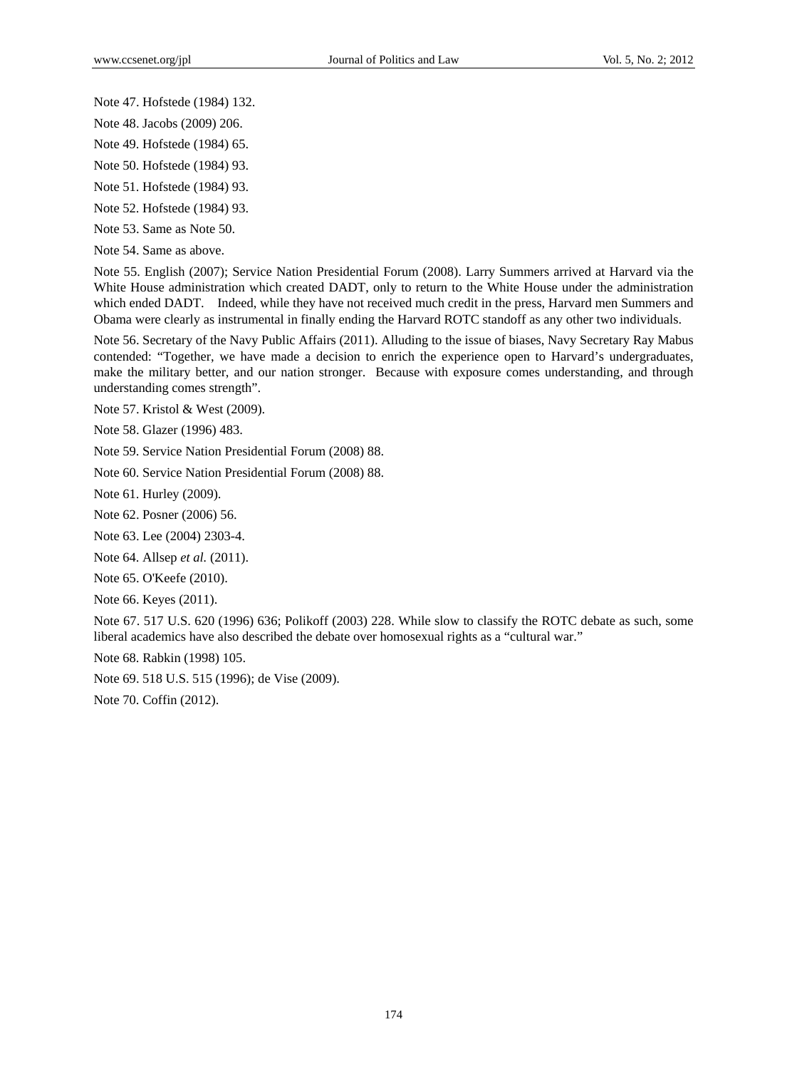Note 47. Hofstede (1984) 132.

Note 48. Jacobs (2009) 206.

Note 49. Hofstede (1984) 65.

Note 50. Hofstede (1984) 93.

Note 51. Hofstede (1984) 93.

Note 52. Hofstede (1984) 93.

Note 53. Same as Note 50.

Note 54. Same as above.

Note 55. English (2007); Service Nation Presidential Forum (2008). Larry Summers arrived at Harvard via the White House administration which created DADT, only to return to the White House under the administration which ended DADT. Indeed, while they have not received much credit in the press, Harvard men Summers and Obama were clearly as instrumental in finally ending the Harvard ROTC standoff as any other two individuals.

Note 56. Secretary of the Navy Public Affairs (2011). Alluding to the issue of biases, Navy Secretary Ray Mabus contended: "Together, we have made a decision to enrich the experience open to Harvard's undergraduates, make the military better, and our nation stronger. Because with exposure comes understanding, and through understanding comes strength".

Note 57. Kristol & West (2009).

Note 58. Glazer (1996) 483.

Note 59. Service Nation Presidential Forum (2008) 88.

Note 60. Service Nation Presidential Forum (2008) 88.

Note 61. Hurley (2009).

Note 62. Posner (2006) 56.

Note 63. Lee (2004) 2303-4.

Note 64. Allsep *et al.* (2011).

Note 65. O'Keefe (2010).

Note 66. Keyes (2011).

Note 67. 517 U.S. 620 (1996) 636; Polikoff (2003) 228. While slow to classify the ROTC debate as such, some liberal academics have also described the debate over homosexual rights as a "cultural war."

Note 68. Rabkin (1998) 105.

Note 69. 518 U.S. 515 (1996); de Vise (2009).

Note 70. Coffin (2012).